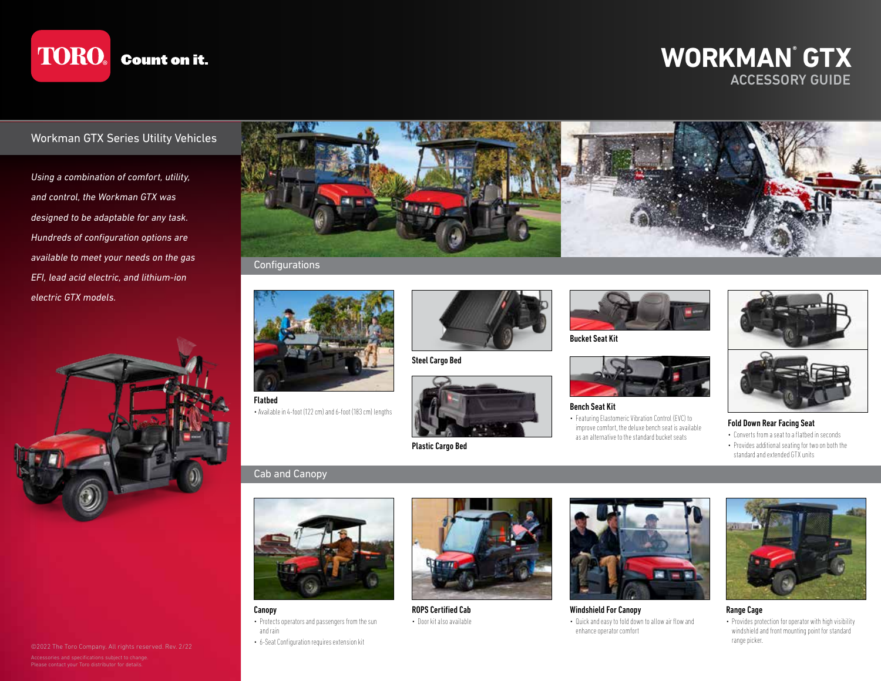TORO Count on it.

# WORKMAN® GTX
## ACCESSORY GUIDE

## Workman GTX Series Utility Vehicles

*Using a combination of comfort, utility, and control, the Workman GTX was designed to be adaptable for any task. Hundreds of configuration options are available to meet your needs on the gas EFI, lead acid electric, and lithium-ion electric GTX models.*

## Configurations

**Flatbed**
- Available in 4-foot (122 cm) and 6-foot (183 cm) lengths

**Steel Cargo Bed**

**Plastic Cargo Bed**

**Bucket Seat Kit**

**Bench Seat Kit**
- Featuring Elastomeric Vibration Control (EVC) to improve comfort, the deluxe bench seat is available as an alternative to the standard bucket seats

**Fold Down Rear Facing Seat**
- Converts from a seat to a flatbed in seconds
- Provides additional seating for two on both the standard and extended GTX units

## Cab and Canopy

**Canopy**
- Protects operators and passengers from the sun and rain
- 6-Seat Configuration requires extension kit

**ROPS Certified Cab**
- Door kit also available

**Windshield For Canopy**
- Quick and easy to fold down to allow air flow and enhance operator comfort

**Range Cage**
- Provides protection for operator with high visibility windshield and front mounting point for standard range picker.

©2022 The Toro Company. All rights reserved. Rev. 2/22

Accessories and specifications subject to change. Please contact your Toro distributor for details.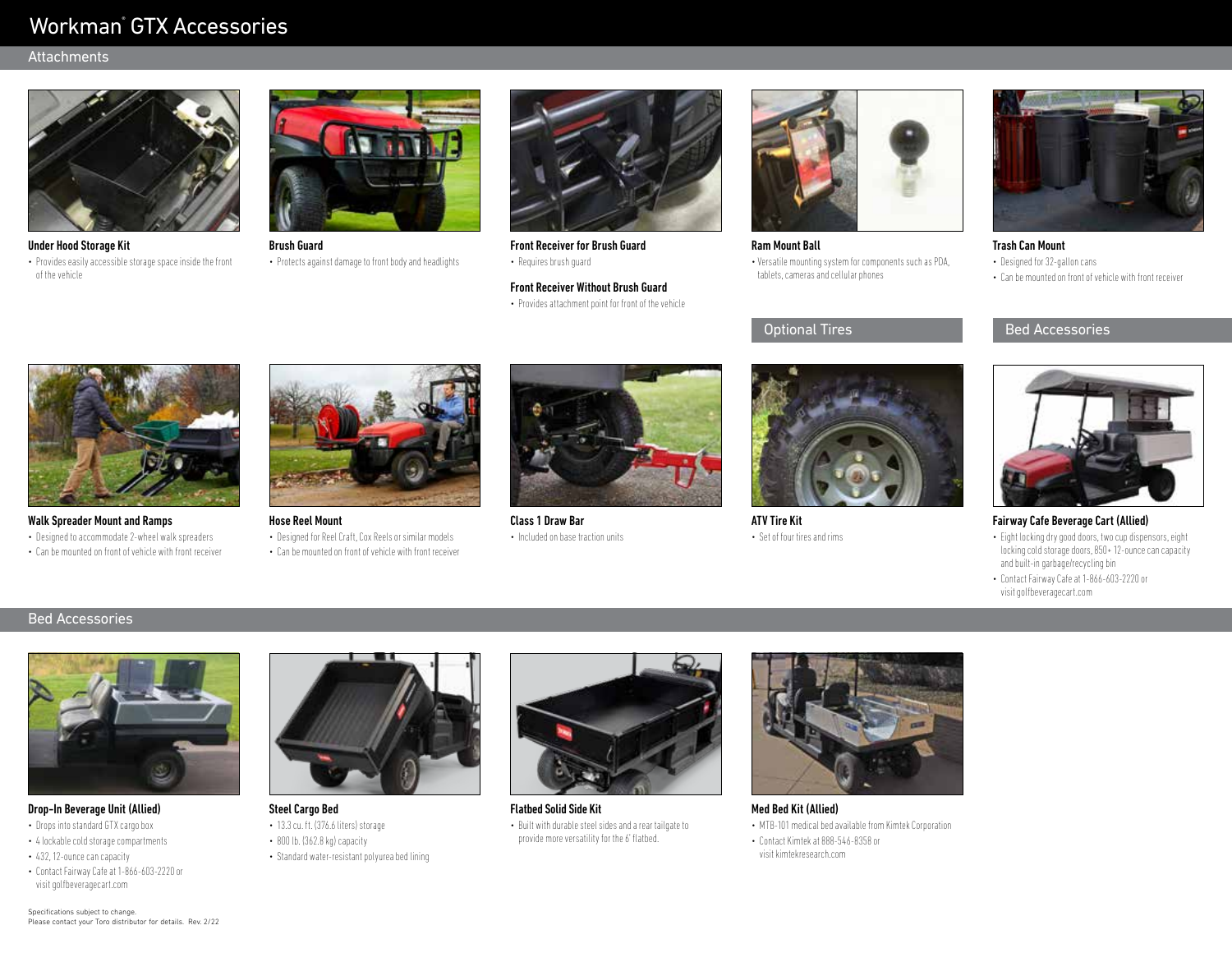# Workman® GTX Accessories

## Attachments

### Under Hood Storage Kit

- Provides easily accessible storage space inside the front of the vehicle

### Brush Guard

- Protects against damage to front body and headlights

### Front Receiver for Brush Guard

- Requires brush guard

### Front Receiver Without Brush Guard

- Provides attachment point for front of the vehicle

### Ram Mount Ball

- Versatile mounting system for components such as PDA, tablets, cameras and cellular phones

### Trash Can Mount

- Designed for 32-gallon cans
- Can be mounted on front of vehicle with front receiver

### Walk Spreader Mount and Ramps

- Designed to accommodate 2-wheel walk spreaders
- Can be mounted on front of vehicle with front receiver

### Hose Reel Mount

- Designed for Reel Craft, Cox Reels or similar models
- Can be mounted on front of vehicle with front receiver

### Class 1 Draw Bar

- Included on base traction units

## Optional Tires

### ATV Tire Kit

- Set of four tires and rims

## Bed Accessories

### Fairway Cafe Beverage Cart (Allied)

- Eight locking dry good doors, two cup dispensors, eight locking cold storage doors, 850+ 12-ounce can capacity and built-in garbage/recycling bin
- Contact Fairway Cafe at 1-866-603-2220 or visit golfbeveragecart.com

## Bed Accessories

### Drop-In Beverage Unit (Allied)

- Drops into standard GTX cargo box
- 4 lockable cold storage compartments
- 432, 12-ounce can capacity
- Contact Fairway Cafe at 1-866-603-2220 or visit golfbeveragecart.com

### Steel Cargo Bed

- 13.3 cu. ft. (376.6 liters) storage
- 800 lb. (362.8 kg) capacity
- Standard water-resistant polyurea bed lining

### Flatbed Solid Side Kit

- Built with durable steel sides and a rear tailgate to provide more versatility for the 6' flatbed.

### Med Bed Kit (Allied)

- MTB-101 medical bed available from Kimtek Corporation
- Contact Kimtek at 888-546-8358 or visit kimtekresearch.com

Specifications subject to change.
Please contact your Toro distributor for details. Rev. 2/22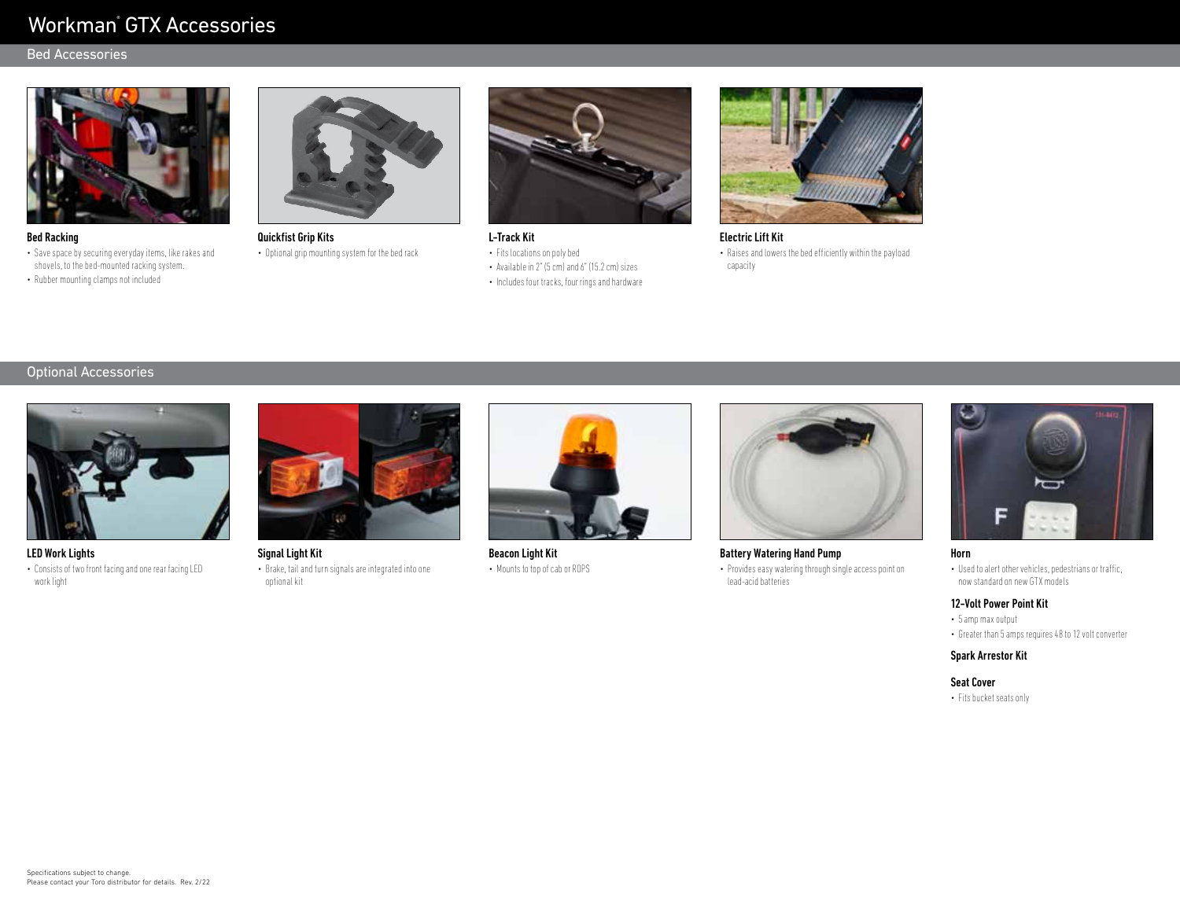# Workman® GTX Accessories

## Bed Accessories

### Bed Racking

- Save space by securing everyday items, like rakes and shovels, to the bed-mounted racking system.
- Rubber mounting clamps not included

### Quickfist Grip Kits

- Optional grip mounting system for the bed rack

### L-Track Kit

- Fits locations on poly bed
- Available in 2" (5 cm) and 6" (15.2 cm) sizes
- Includes four tracks, four rings and hardware

### Electric Lift Kit

- Raises and lowers the bed efficiently within the payload capacity

## Optional Accessories

### LED Work Lights

- Consists of two front facing and one rear facing LED work light

### Signal Light Kit

- Brake, tail and turn signals are integrated into one optional kit

### Beacon Light Kit

- Mounts to top of cab or ROPS

### Battery Watering Hand Pump

- Provides easy watering through single access point on lead-acid batteries

### Horn

- Used to alert other vehicles, pedestrians or traffic, now standard on new GTX models

### 12-Volt Power Point Kit

- 5 amp max output
- Greater than 5 amps requires 48 to 12 volt converter

### Spark Arrestor Kit

### Seat Cover

- Fits bucket seats only

Specifications subject to change.
Please contact your Toro distributor for details. Rev. 2/22